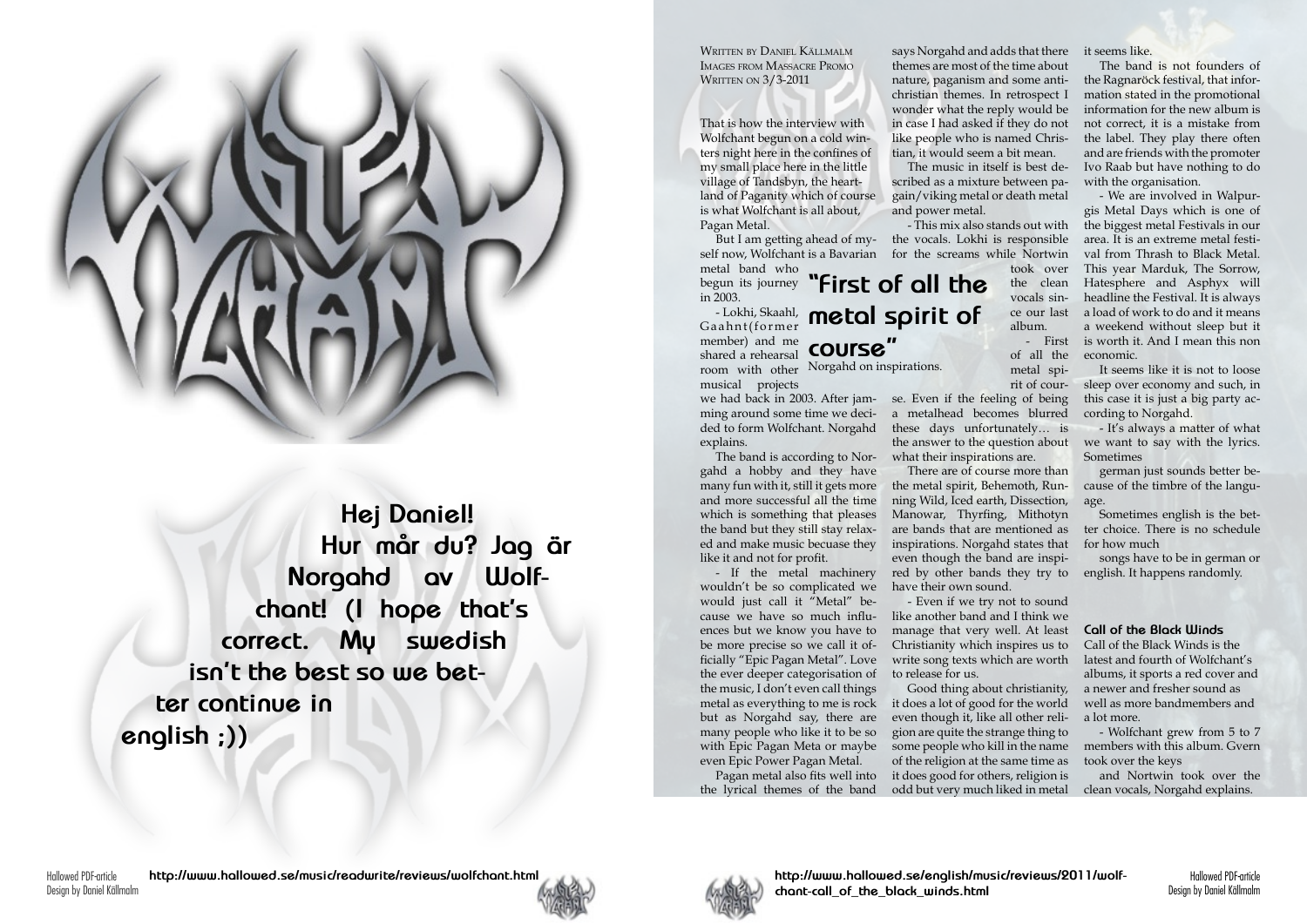Hej Daniel!
Hur mår du? Jag är Norgahd av Wolfchant! (I hope that's correct. My swedish isn't the best so we better continue in english ;))

Written by Daniel Källmalm
Images from Massacre Promo
Written on 3/3-2011

That is how the interview with Wolfchant begun on a cold winters night here in the confines of my small place here in the little village of Tandsbyn, the heartland of Paganity which of course is what Wolfchant is all about, Pagan Metal.

But I am getting ahead of myself now, Wolfchant is a Bavarian metal band who begun its journey in 2003.

- Lokhi, Skaahl, Gaahnt(former member) and me shared a rehearsal room with other musical projects we had back in 2003. After jamming around some time we decided to form Wolfchant. Norgahd explains.

The band is according to Norgahd a hobby and they have many fun with it, still it gets more and more successful all the time which is something that pleases the band but they still stay relaxed and make music becuase they like it and not for profit.

- If the metal machinery wouldn't be so complicated we would just call it "Metal" because we have so much influences but we know you have to be more precise so we call it officially "Epic Pagan Metal". Love the ever deeper categorisation of the music, I don't even call things metal as everything to me is rock but as Norgahd say, there are many people who like it to be so with Epic Pagan Meta or maybe even Epic Power Pagan Metal.

Pagan metal also fits well into the lyrical themes of the band says Norgahd and adds that there themes are most of the time about nature, paganism and some antichristian themes. In retrospect I wonder what the reply would be in case I had asked if they do not like people who is named Christian, it would seem a bit mean.

The music in itself is best described as a mixture between pagain/viking metal or death metal and power metal.

- This mix also stands out with the vocals. Lokhi is responsible for the screams while Nortwin took over the clean vocals since our last album.

> **"First of all the metal spirit of course"**
> Norgahd on inspirations.

- First of all the metal spirit of course. Even if the feeling of being a metalhead becomes blurred these days unfortunately… is the answer to the question about what their inspirations are.

There are of course more than the metal spirit, Behemoth, Running Wild, Iced earth, Dissection, Manowar, Thyrfing, Mithotyn are bands that are mentioned as inspirations. Norgahd states that even though the band are inspired by other bands they try to have their own sound.

- Even if we try not to sound like another band and I think we manage that very well. At least Christianity which inspires us to write song texts which are worth to release for us.

Good thing about christianity, it does a lot of good for the world even though it, like all other religion are quite the strange thing to some people who kill in the name of the religion at the same time as it does good for others, religion is odd but very much liked in metal it seems like.

The band is not founders of the Ragnaröck festival, that information stated in the promotional information for the new album is not correct, it is a mistake from the label. They play there often and are friends with the promoter Ivo Raab but have nothing to do with the organisation.

- We are involved in Walpurgis Metal Days which is one of the biggest metal Festivals in our area. It is an extreme metal festival from Thrash to Black Metal. This year Marduk, The Sorrow, Hatesphere and Asphyx will headline the Festival. It is always a load of work to do and it means a weekend without sleep but it is worth it. And I mean this non economic.

It seems like it is not to loose sleep over economy and such, in this case it is just a big party according to Norgahd.

- It's always a matter of what we want to say with the lyrics. Sometimes german just sounds better because of the timbre of the language.

Sometimes english is the better choice. There is no schedule for how much songs have to be in german or english. It happens randomly.

### Call of the Black Winds

Call of the Black Winds is the latest and fourth of Wolfchant's albums, it sports a red cover and a newer and fresher sound as well as more bandmembers and a lot more.

- Wolfchant grew from 5 to 7 members with this album. Gvern took over the keys and Nortwin took over the clean vocals, Norgahd explains.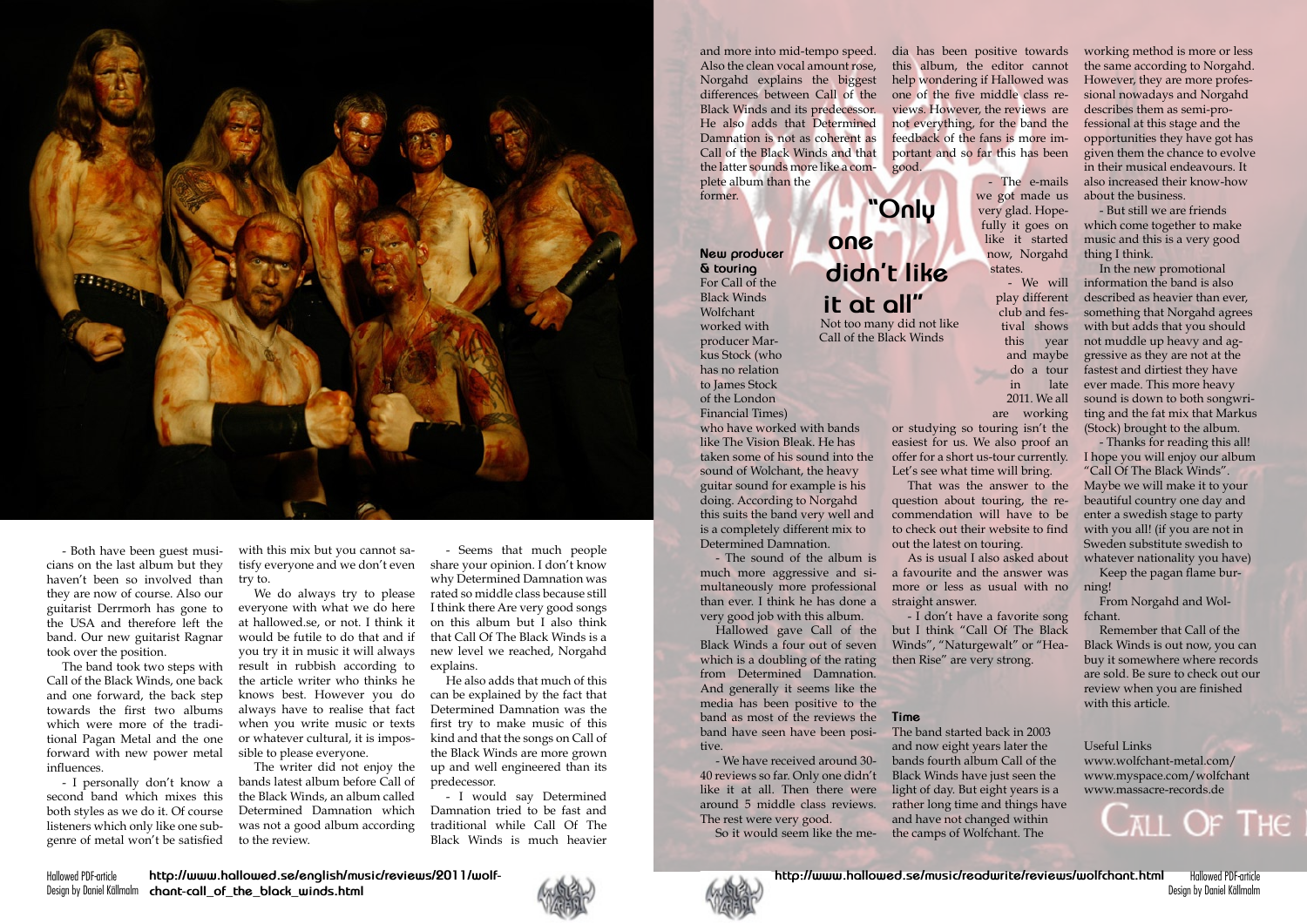- Both have been guest musicians on the last album but they haven't been so involved than they are now of course. Also our guitarist Derrmorh has gone to the USA and therefore left the band. Our new guitarist Ragnar took over the position.

The band took two steps with Call of the Black Winds, one back and one forward, the back step towards the first two albums which were more of the traditional Pagan Metal and the one forward with new power metal influences.

- I personally don't know a second band which mixes this both styles as we do it. Of course listeners which only like one subgenre of metal won't be satisfied with this mix but you cannot satisfy everyone and we don't even try to.

We do always try to please everyone with what we do here at hallowed.se, or not. I think it would be futile to do that and if you try it in music it will always result in rubbish according to the article writer who thinks he knows best. However you do always have to realise that fact when you write music or texts or whatever cultural, it is impossible to please everyone.

The writer did not enjoy the bands latest album before Call of the Black Winds, an album called Determined Damnation which was not a good album according to the review.

- Seems that much people share your opinion. I don't know why Determined Damnation was rated so middle class because still I think there Are very good songs on this album but I also think that Call Of The Black Winds is a new level we reached, Norgahd explains.

He also adds that much of this can be explained by the fact that Determined Damnation was the first try to make music of this kind and that the songs on Call of the Black Winds are more grown up and well engineered than its predecessor.

- I would say Determined Damnation tried to be fast and traditional while Call Of The Black Winds is much heavier and more into mid-tempo speed. Also the clean vocal amount rose, Norgahd explains the biggest differences between Call of the Black Winds and its predecessor. He also adds that Determined Damnation is not as coherent as Call of the Black Winds and that the latter sounds more like a complete album than the former.

## New producer & touring

For Call of the Black Winds Wolfchant worked with producer Markus Stock (who has no relation to James Stock of the London Financial Times) who have worked with bands like The Vision Bleak. He has taken some of his sound into the sound of Wolchant, the heavy guitar sound for example is his doing. According to Norgahd this suits the band very well and is a completely different mix to Determined Damnation.

- The sound of the album is much more aggressive and simultaneously more professional than ever. I think he has done a very good job with this album.

Hallowed gave Call of the Black Winds a four out of seven which is a doubling of the rating from Determined Damnation. And generally it seems like the media has been positive to the band as most of the reviews the band have seen have been positive.

- We have received around 30-40 reviews so far. Only one didn't like it at all. Then there were around 5 middle class reviews. The rest were very good.

So it would seem like the media has been positive towards this album, the editor cannot help wondering if Hallowed was one of the five middle class reviews. However, the reviews are not everything, for the band the feedback of the fans is more important and so far this has been good.

## "Only one didn't like it at all"

Not too many did not like Call of the Black Winds

- The e-mails we got made us very glad. Hopefully it goes on like it started now, Norgahd states.

- We will play different club and festival shows this year and maybe do a tour in late 2011. We all are working or studying so touring isn't the easiest for us. We also proof an offer for a short us-tour currently. Let's see what time will bring.

That was the answer to the question about touring, the recommendation will have to be to check out their website to find out the latest on touring.

As is usual I also asked about a favourite and the answer was more or less as usual with no straight answer.

- I don't have a favorite song but I think "Call Of The Black Winds", "Naturgewalt" or "Heathen Rise" are very strong.

## Time

The band started back in 2003 and now eight years later the bands fourth album Call of the Black Winds have just seen the light of day. But eight years is a rather long time and things have and have not changed within the camps of Wolfchant. The working method is more or less the same according to Norgahd. However, they are more professional nowadays and Norgahd describes them as semi-professional at this stage and the opportunities they have got has given them the chance to evolve in their musical endeavours. It also increased their know-how about the business.

- But still we are friends which come together to make music and this is a very good thing I think.

In the new promotional information the band is also described as heavier than ever, something that Norgahd agrees with but adds that you should not muddle up heavy and aggressive as they are not at the fastest and dirtiest they have ever made. This more heavy sound is down to both songwriting and the fat mix that Markus (Stock) brought to the album.

- Thanks for reading this all! I hope you will enjoy our album "Call Of The Black Winds". Maybe we will make it to your beautiful country one day and enter a swedish stage to party with you all! (if you are not in Sweden substitute swedish to whatever nationality you have)

Keep the pagan flame burning!

From Norgahd and Wolfchant.

Remember that Call of the Black Winds is out now, you can buy it somewhere where records are sold. Be sure to check out our review when you are finished with this article.

Useful Links
www.wolfchant-metal.com/
www.myspace.com/wolfchant
www.massacre-records.de

http://www.hallowed.se/english/music/reviews/2011/wolfchant-call_of_the_black_winds.html

http://www.hallowed.se/music/readwrite/reviews/wolfchant.html